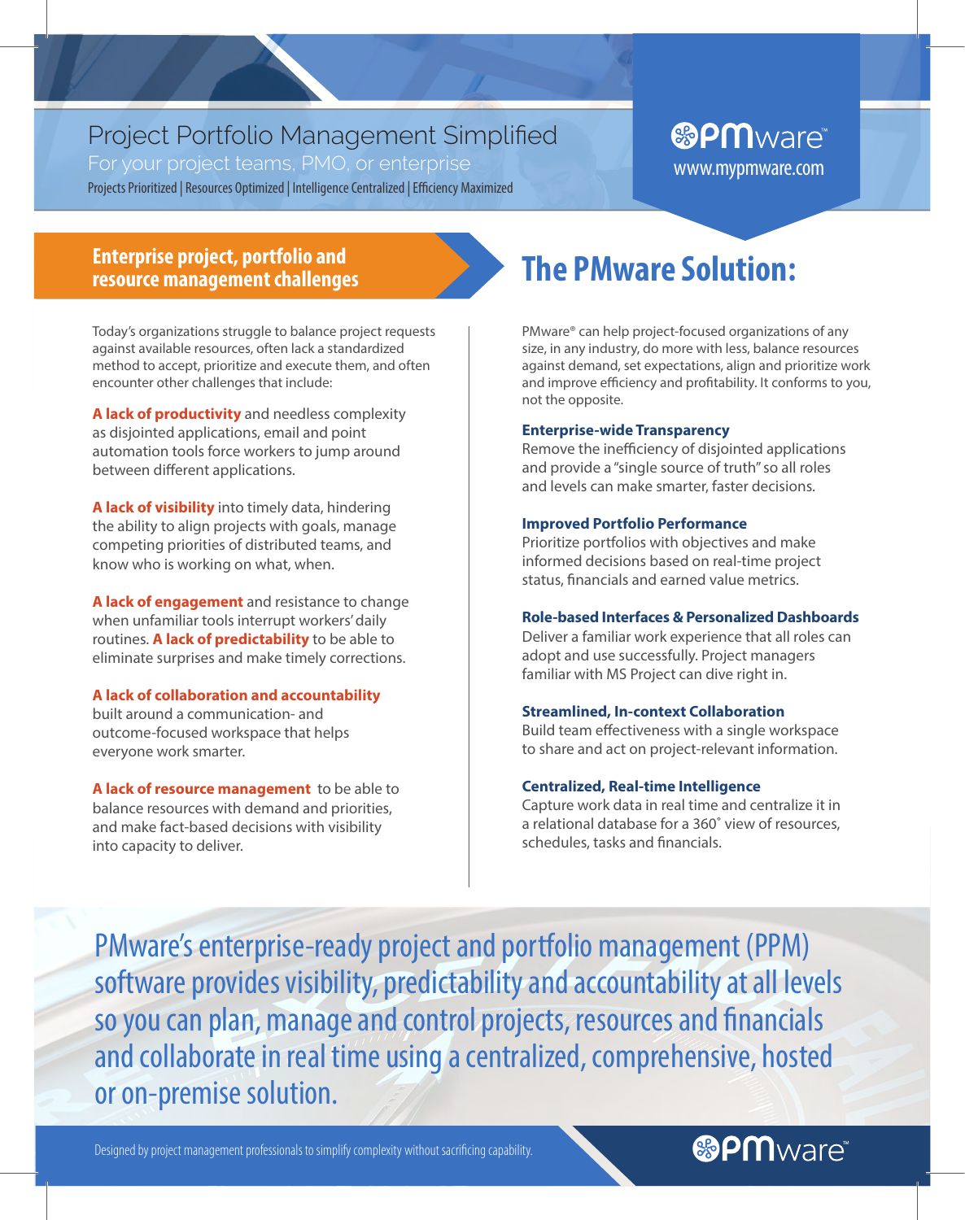# Project Portfolio Management Simplified

For your project teams, PMO, or enterprise

Projects Prioritized | Resources Optimized | Intelligence Centralized | Efficiency Maximized

PMware™
www.mypmware.com

## Enterprise project, portfolio and resource management challenges

Today's organizations struggle to balance project requests against available resources, often lack a standardized method to accept, prioritize and execute them, and often encounter other challenges that include:

**A lack of productivity** and needless complexity as disjointed applications, email and point automation tools force workers to jump around between different applications.

**A lack of visibility** into timely data, hindering the ability to align projects with goals, manage competing priorities of distributed teams, and know who is working on what, when.

**A lack of engagement** and resistance to change when unfamiliar tools interrupt workers' daily routines. **A lack of predictability** to be able to eliminate surprises and make timely corrections.

**A lack of collaboration and accountability** built around a communication- and outcome-focused workspace that helps everyone work smarter.

**A lack of resource management** to be able to balance resources with demand and priorities, and make fact-based decisions with visibility into capacity to deliver.

## The PMware Solution:

PMware® can help project-focused organizations of any size, in any industry, do more with less, balance resources against demand, set expectations, align and prioritize work and improve efficiency and profitability. It conforms to you, not the opposite.

### Enterprise-wide Transparency

Remove the inefficiency of disjointed applications and provide a "single source of truth" so all roles and levels can make smarter, faster decisions.

### Improved Portfolio Performance

Prioritize portfolios with objectives and make informed decisions based on real-time project status, financials and earned value metrics.

### Role-based Interfaces & Personalized Dashboards

Deliver a familiar work experience that all roles can adopt and use successfully. Project managers familiar with MS Project can dive right in.

### Streamlined, In-context Collaboration

Build team effectiveness with a single workspace to share and act on project-relevant information.

### Centralized, Real-time Intelligence

Capture work data in real time and centralize it in a relational database for a 360˚ view of resources, schedules, tasks and financials.

PMware's enterprise-ready project and portfolio management (PPM) software provides visibility, predictability and accountability at all levels so you can plan, manage and control projects, resources and financials and collaborate in real time using a centralized, comprehensive, hosted or on-premise solution.

Designed by project management professionals to simplify complexity without sacrificing capability.

PMware™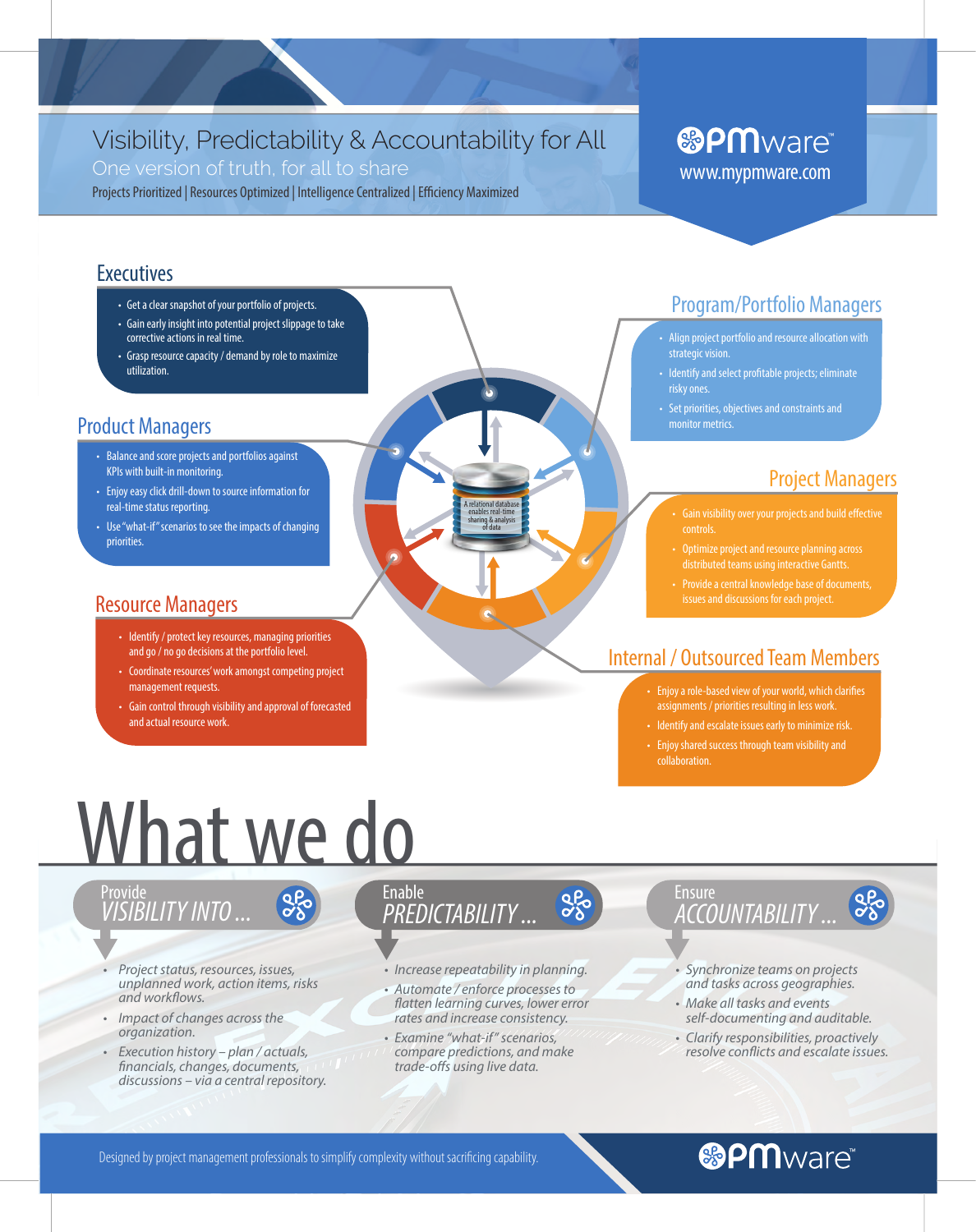# Visibility, Predictability & Accountability for All

One version of truth, for all to share

Projects Prioritized | Resources Optimized | Intelligence Centralized | Efficiency Maximized

PMware™
www.mypmware.com

## Executives

- Get a clear snapshot of your portfolio of projects.
- Gain early insight into potential project slippage to take corrective actions in real time.
- Grasp resource capacity / demand by role to maximize utilization.

## Program/Portfolio Managers

- Align project portfolio and resource allocation with strategic vision.
- Identify and select profitable projects; eliminate risky ones.
- Set priorities, objectives and constraints and monitor metrics.

## Product Managers

- Balance and score projects and portfolios against KPIs with built-in monitoring.
- Enjoy easy click drill-down to source information for real-time status reporting.
- Use "what-if" scenarios to see the impacts of changing priorities.

A relational database enables real-time sharing & analysis of data

## Project Managers

- Gain visibility over your projects and build effective controls.
- Optimize project and resource planning across distributed teams using interactive Gantts.
- Provide a central knowledge base of documents, issues and discussions for each project.

## Resource Managers

- Identify / protect key resources, managing priorities and go / no go decisions at the portfolio level.
- Coordinate resources' work amongst competing project management requests.
- Gain control through visibility and approval of forecasted and actual resource work.

## Internal / Outsourced Team Members

- Enjoy a role-based view of your world, which clarifies assignments / priorities resulting in less work.
- Identify and escalate issues early to minimize risk.
- Enjoy shared success through team visibility and collaboration.

# What we do

### Provide *VISIBILITY INTO ...*

- *Project status, resources, issues, unplanned work, action items, risks and workflows.*
- *Impact of changes across the organization.*
- *Execution history – plan / actuals, financials, changes, documents, discussions – via a central repository.*

### Enable *PREDICTABILITY ...*

- *Increase repeatability in planning.*
- *Automate / enforce processes to flatten learning curves, lower error rates and increase consistency.*
- *Examine "what-if" scenarios, compare predictions, and make trade-offs using live data.*

### Ensure *ACCOUNTABILITY ...*

- *Synchronize teams on projects and tasks across geographies.*
- *Make all tasks and events self-documenting and auditable.*
- *Clarify responsibilities, proactively resolve conflicts and escalate issues.*

Designed by project management professionals to simplify complexity without sacrificing capability.

PMware™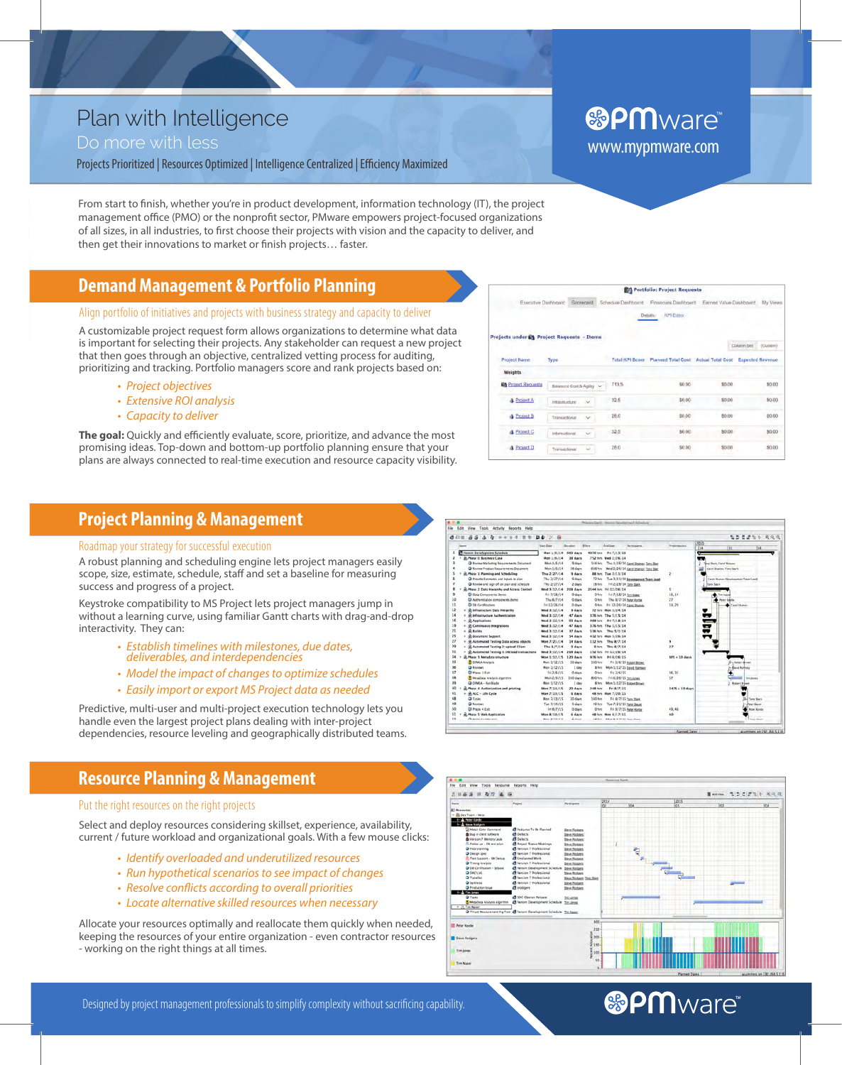# Plan with Intelligence

## Do more with less

Projects Prioritized | Resources Optimized | Intelligence Centralized | Efficiency Maximized

PMware™
www.mypmware.com

From start to finish, whether you're in product development, information technology (IT), the project management office (PMO) or the nonprofit sector, PMware empowers project-focused organizations of all sizes, in all industries, to first choose their projects with vision and the capacity to deliver, and then get their innovations to market or finish projects… faster.

## Demand Management & Portfolio Planning

*Align portfolio of initiatives and projects with business strategy and capacity to deliver*

A customizable project request form allows organizations to determine what data is important for selecting their projects. Any stakeholder can request a new project that then goes through an objective, centralized vetting process for auditing, prioritizing and tracking. Portfolio managers score and rank projects based on:

- *Project objectives*
- *Extensive ROI analysis*
- *Capacity to deliver*

**The goal:** Quickly and efficiently evaluate, score, prioritize, and advance the most promising ideas. Top-down and bottom-up portfolio planning ensure that your plans are always connected to real-time execution and resource capacity visibility.

## Project Planning & Management

*Roadmap your strategy for successful execution*

A robust planning and scheduling engine lets project managers easily scope, size, estimate, schedule, staff and set a baseline for measuring success and progress of a project.

Keystroke compatibility to MS Project lets project managers jump in without a learning curve, using familiar Gantt charts with drag-and-drop interactivity. They can:

- *Establish timelines with milestones, due dates, deliverables, and interdependencies*
- *Model the impact of changes to optimize schedules*
- *Easily import or export MS Project data as needed*

Predictive, multi-user and multi-project execution technology lets you handle even the largest project plans dealing with inter-project dependencies, resource leveling and geographically distributed teams.

## Resource Planning & Management

*Put the right resources on the right projects*

Select and deploy resources considering skillset, experience, availability, current / future workload and organizational goals. With a few mouse clicks:

- *Identify overloaded and underutilized resources*
- *Run hypothetical scenarios to see impact of changes*
- *Resolve conflicts according to overall priorities*
- *Locate alternative skilled resources when necessary*

Allocate your resources optimally and reallocate them quickly when needed, keeping the resources of your entire organization - even contractor resources - working on the right things at all times.

Designed by project management professionals to simplify complexity without sacrificing capability.

PMware™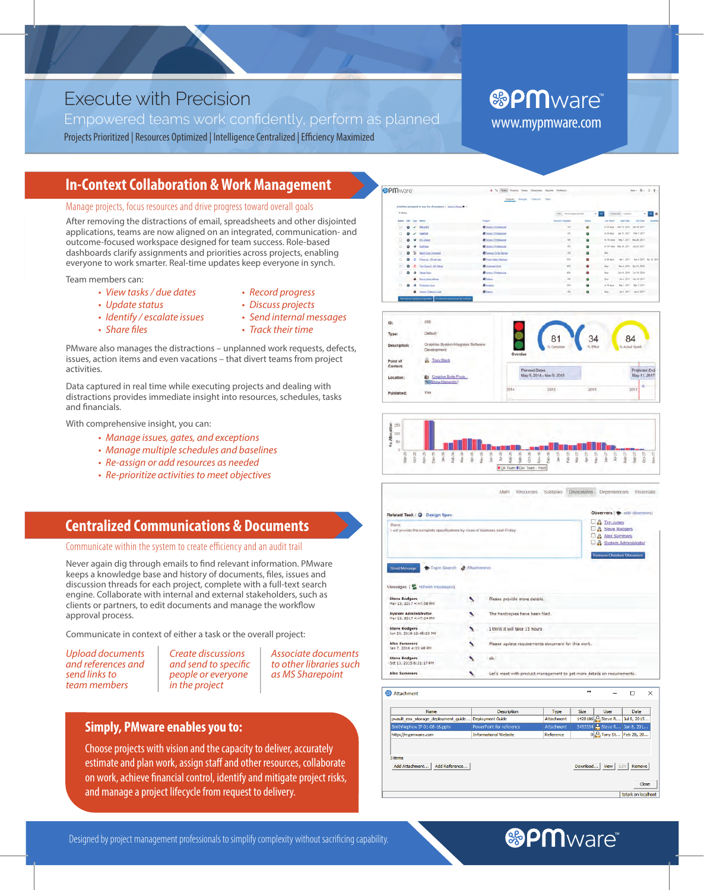# Execute with Precision

Empowered teams work confidently, perform as planned

Projects Prioritized | Resources Optimized | Intelligence Centralized | Efficiency Maximized

PMware™
www.mypmware.com

## In-Context Collaboration & Work Management

*Manage projects, focus resources and drive progress toward overall goals*

After removing the distractions of email, spreadsheets and other disjointed applications, teams are now aligned on an integrated, communication- and outcome-focused workspace designed for team success. Role-based dashboards clarify assignments and priorities across projects, enabling everyone to work smarter. Real-time updates keep everyone in synch.

Team members can:

- *View tasks / due dates*
- *Update status*
- *Identify / escalate issues*
- *Share files*
- *Record progress*
- *Discuss projects*
- *Send internal messages*
- *Track their time*

PMware also manages the distractions – unplanned work requests, defects, issues, action items and even vacations – that divert teams from project activities.

Data captured in real time while executing projects and dealing with distractions provides immediate insight into resources, schedules, tasks and financials.

With comprehensive insight, you can:

- *Manage issues, gates, and exceptions*
- *Manage multiple schedules and baselines*
- *Re-assign or add resources as needed*
- *Re-prioritize activities to meet objectives*

## Centralized Communications & Documents

*Communicate within the system to create efficiency and an audit trail*

Never again dig through emails to find relevant information. PMware keeps a knowledge base and history of documents, files, issues and discussion threads for each project, complete with a full-text search engine. Collaborate with internal and external stakeholders, such as clients or partners, to edit documents and manage the workflow approval process.

Communicate in context of either a task or the overall project:

*Upload documents and references and send links to team members*

*Create discussions and send to specific people or everyone in the project*

*Associate documents to other libraries such as MS Sharepoint*

## Simply, PMware enables you to:

Choose projects with vision and the capacity to deliver, accurately estimate and plan work, assign staff and other resources, collaborate on work, achieve financial control, identify and mitigate project risks, and manage a project lifecycle from request to delivery.

Designed by project management professionals to simplify complexity without sacrificing capability.

PMware™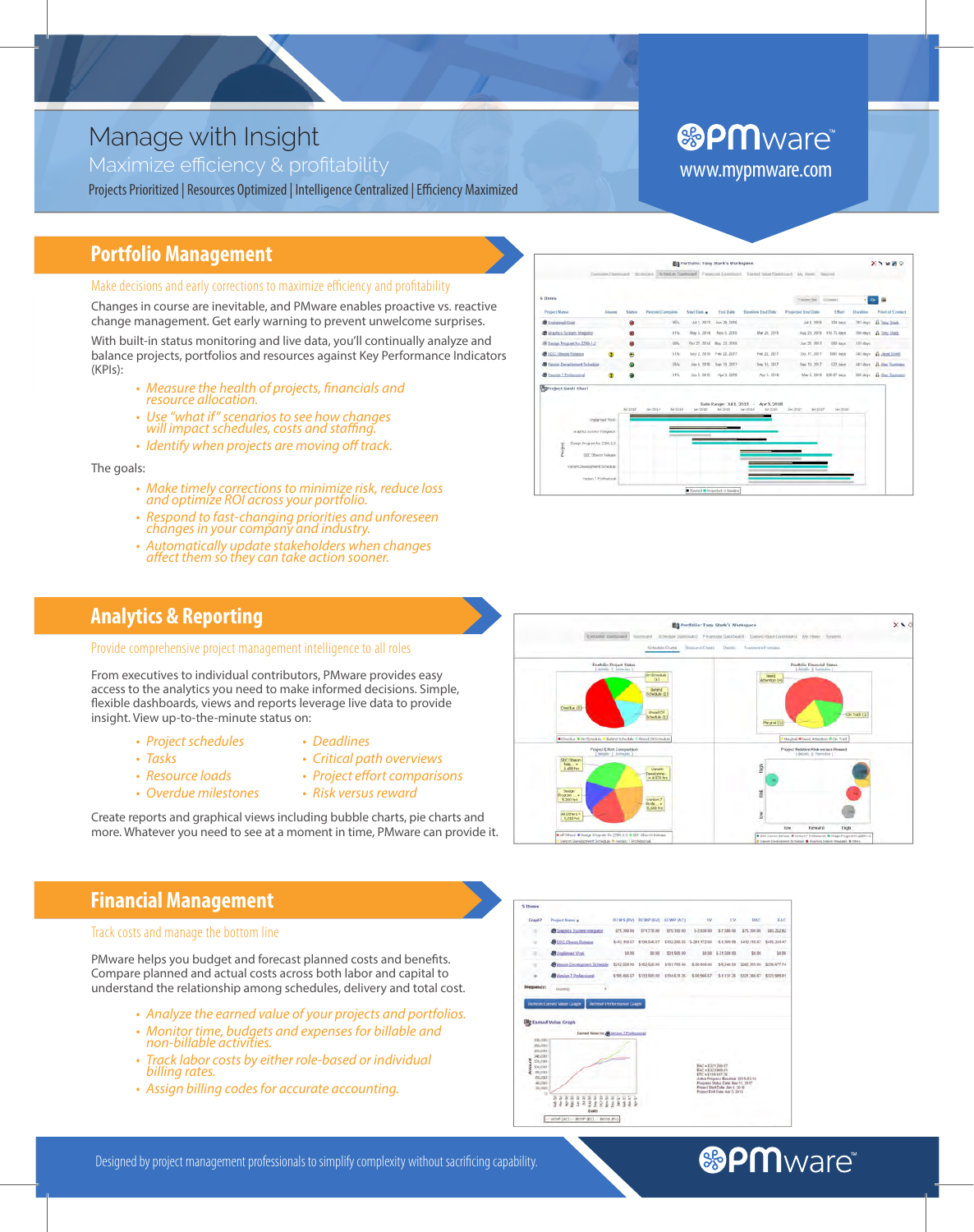# Manage with Insight

## Maximize efficiency & profitability

Projects Prioritized | Resources Optimized | Intelligence Centralized | Efficiency Maximized

PMware™

www.mypmware.com

## Portfolio Management

Make decisions and early corrections to maximize efficiency and profitability

Changes in course are inevitable, and PMware enables proactive vs. reactive change management. Get early warning to prevent unwelcome surprises.

With built-in status monitoring and live data, you'll continually analyze and balance projects, portfolios and resources against Key Performance Indicators (KPIs):

- *Measure the health of projects, financials and resource allocation.*
- *Use "what if" scenarios to see how changes will impact schedules, costs and staffing.*
- *Identify when projects are moving off track.*

The goals:

- *Make timely corrections to minimize risk, reduce loss and optimize ROI across your portfolio.*
- *Respond to fast-changing priorities and unforeseen changes in your company and industry.*
- *Automatically update stakeholders when changes affect them so they can take action sooner.*

## Analytics & Reporting

Provide comprehensive project management intelligence to all roles

From executives to individual contributors, PMware provides easy access to the analytics you need to make informed decisions. Simple, flexible dashboards, views and reports leverage live data to provide insight. View up-to-the-minute status on:

- *Project schedules*
- *Tasks*
- *Resource loads*
- *Overdue milestones*
- *Deadlines*
- *Critical path overviews*
- *Project effort comparisons*
- *Risk versus reward*

Create reports and graphical views including bubble charts, pie charts and more. Whatever you need to see at a moment in time, PMware can provide it.

## Financial Management

Track costs and manage the bottom line

PMware helps you budget and forecast planned costs and benefits. Compare planned and actual costs across both labor and capital to understand the relationship among schedules, delivery and total cost.

- *Analyze the earned value of your projects and portfolios.*
- *Monitor time, budgets and expenses for billable and non-billable activities.*
- *Track labor costs by either role-based or individual billing rates.*
- *Assign billing codes for accurate accounting.*

Designed by project management professionals to simplify complexity without sacrificing capability.

PMware™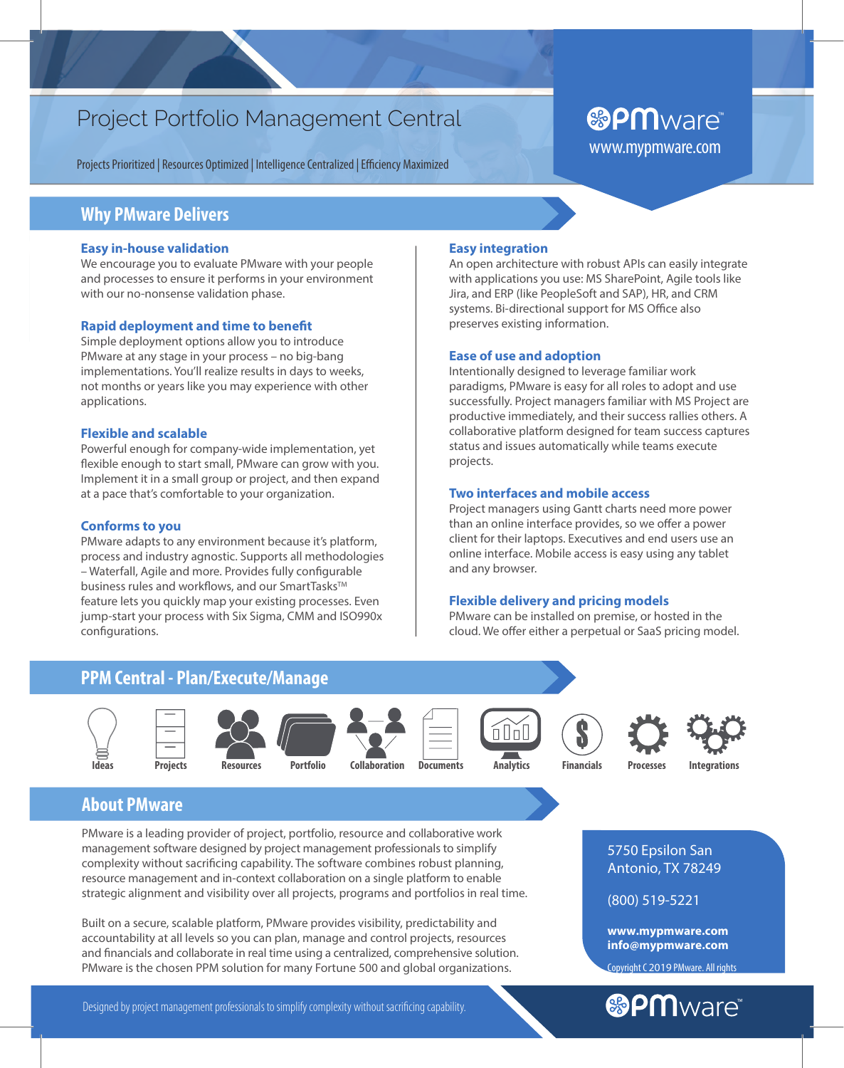# Project Portfolio Management Central

Projects Prioritized | Resources Optimized | Intelligence Centralized | Efficiency Maximized

PMware™
www.mypmware.com

## Why PMware Delivers

### Easy in-house validation

We encourage you to evaluate PMware with your people and processes to ensure it performs in your environment with our no-nonsense validation phase.

### Rapid deployment and time to benefit

Simple deployment options allow you to introduce PMware at any stage in your process – no big-bang implementations. You'll realize results in days to weeks, not months or years like you may experience with other applications.

### Flexible and scalable

Powerful enough for company-wide implementation, yet flexible enough to start small, PMware can grow with you. Implement it in a small group or project, and then expand at a pace that's comfortable to your organization.

### Conforms to you

PMware adapts to any environment because it's platform, process and industry agnostic. Supports all methodologies – Waterfall, Agile and more. Provides fully configurable business rules and workflows, and our SmartTasks™ feature lets you quickly map your existing processes. Even jump-start your process with Six Sigma, CMM and ISO990x configurations.

### Easy integration

An open architecture with robust APIs can easily integrate with applications you use: MS SharePoint, Agile tools like Jira, and ERP (like PeopleSoft and SAP), HR, and CRM systems. Bi-directional support for MS Office also preserves existing information.

### Ease of use and adoption

Intentionally designed to leverage familiar work paradigms, PMware is easy for all roles to adopt and use successfully. Project managers familiar with MS Project are productive immediately, and their success rallies others. A collaborative platform designed for team success captures status and issues automatically while teams execute projects.

### Two interfaces and mobile access

Project managers using Gantt charts need more power than an online interface provides, so we offer a power client for their laptops. Executives and end users use an online interface. Mobile access is easy using any tablet and any browser.

### Flexible delivery and pricing models

PMware can be installed on premise, or hosted in the cloud. We offer either a perpetual or SaaS pricing model.

## PPM Central - Plan/Execute/Manage

Ideas
Projects
Resources
Portfolio
Collaboration
Documents
Analytics
Financials
Processes
Integrations

## About PMware

PMware is a leading provider of project, portfolio, resource and collaborative work management software designed by project management professionals to simplify complexity without sacrificing capability. The software combines robust planning, resource management and in-context collaboration on a single platform to enable strategic alignment and visibility over all projects, programs and portfolios in real time.

Built on a secure, scalable platform, PMware provides visibility, predictability and accountability at all levels so you can plan, manage and control projects, resources and financials and collaborate in real time using a centralized, comprehensive solution. PMware is the chosen PPM solution for many Fortune 500 and global organizations.

5750 Epsilon San Antonio, TX 78249

(800) 519-5221

**www.mypmware.com**
**info@mypmware.com**

Copyright C 2019 PMware. All rights

Designed by project management professionals to simplify complexity without sacrificing capability.

PMware™